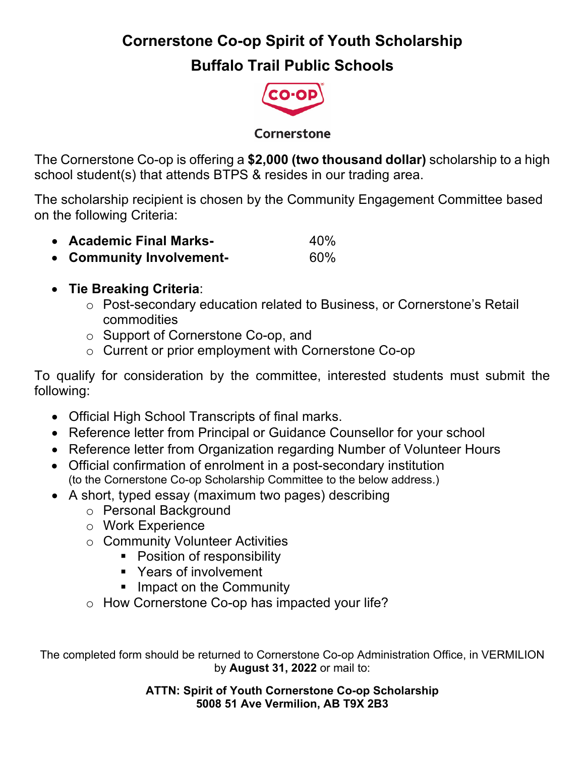# Cornerstone Co-op Spirit of Youth Scholarship

## Buffalo Trail Public Schools

Cornerstone

The Cornerstone Co-op is offering a **$2,000 (two thousand dollar)** scholarship to a high school student(s) that attends BTPS & resides in our trading area.

The scholarship recipient is chosen by the Community Engagement Committee based on the following Criteria:

- **Academic Final Marks-** 40%
- **Community Involvement-** 60%

- **Tie Breaking Criteria**:
  - Post-secondary education related to Business, or Cornerstone's Retail commodities
  - Support of Cornerstone Co-op, and
  - Current or prior employment with Cornerstone Co-op

To qualify for consideration by the committee, interested students must submit the following:

- Official High School Transcripts of final marks.
- Reference letter from Principal or Guidance Counsellor for your school
- Reference letter from Organization regarding Number of Volunteer Hours
- Official confirmation of enrolment in a post-secondary institution (to the Cornerstone Co-op Scholarship Committee to the below address.)
- A short, typed essay (maximum two pages) describing
  - Personal Background
  - Work Experience
  - Community Volunteer Activities
    - Position of responsibility
    - Years of involvement
    - Impact on the Community
  - How Cornerstone Co-op has impacted your life?

The completed form should be returned to Cornerstone Co-op Administration Office, in VERMILION by **August 31, 2022** or mail to:

**ATTN: Spirit of Youth Cornerstone Co-op Scholarship**
**5008 51 Ave Vermilion, AB T9X 2B3**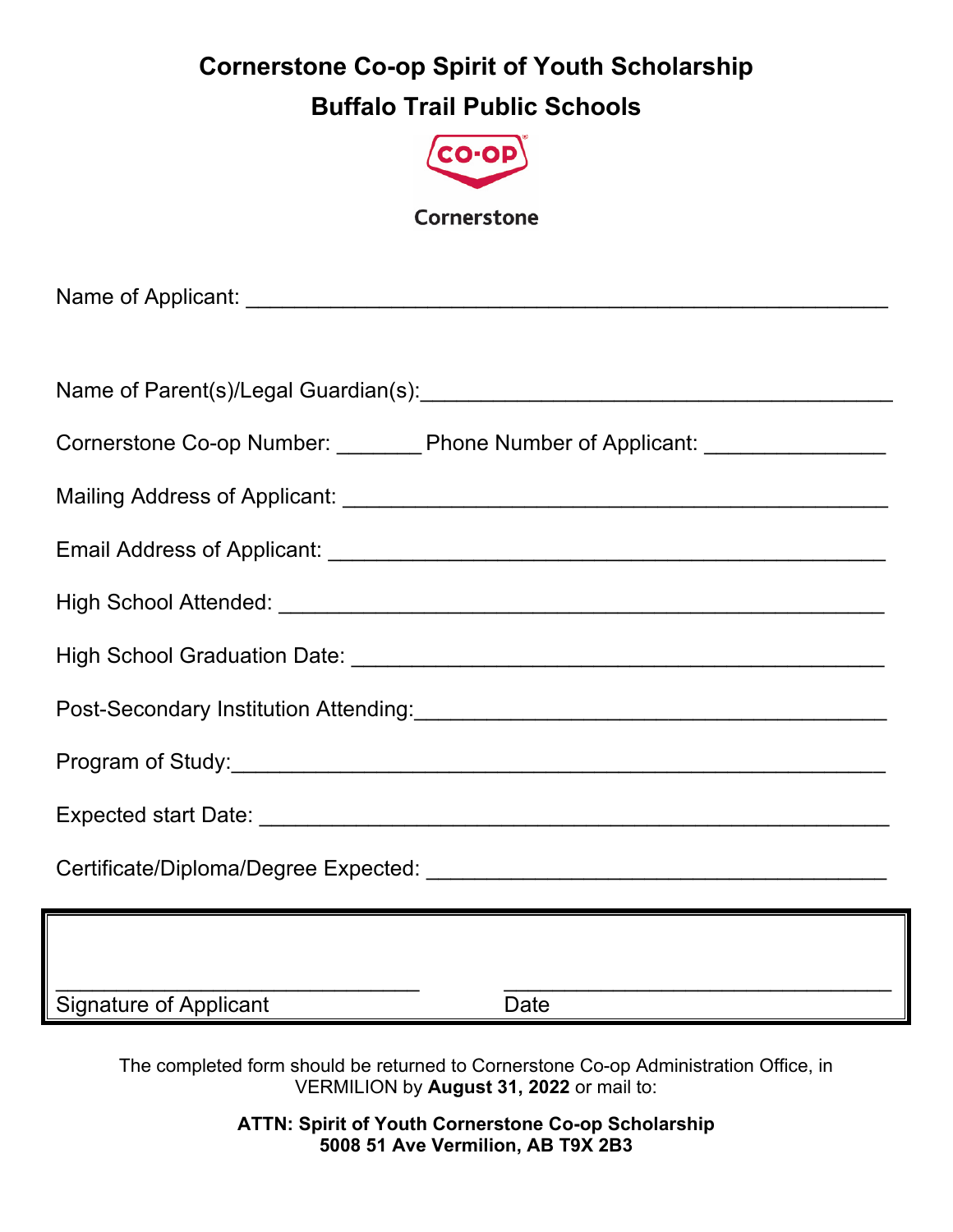# Cornerstone Co-op Spirit of Youth Scholarship

## Buffalo Trail Public Schools

Cornerstone

Name of Applicant: ______________________________________________________

Name of Parent(s)/Legal Guardian(s):________________________________________

Cornerstone Co-op Number: _______ Phone Number of Applicant: _______________

Mailing Address of Applicant: _____________________________________________

Email Address of Applicant: ______________________________________________

High School Attended: __________________________________________________

High School Graduation Date: _____________________________________________

Post-Secondary Institution Attending:_______________________________________

Program of Study:______________________________________________________

Expected start Date: ____________________________________________________

Certificate/Diploma/Degree Expected: ______________________________________

_______________________________ &nbsp;&nbsp;&nbsp;&nbsp; _________________________________

Signature of Applicant &nbsp;&nbsp;&nbsp;&nbsp; Date

The completed form should be returned to Cornerstone Co-op Administration Office, in VERMILION by **August 31, 2022** or mail to:

**ATTN: Spirit of Youth Cornerstone Co-op Scholarship**
**5008 51 Ave Vermilion, AB T9X 2B3**